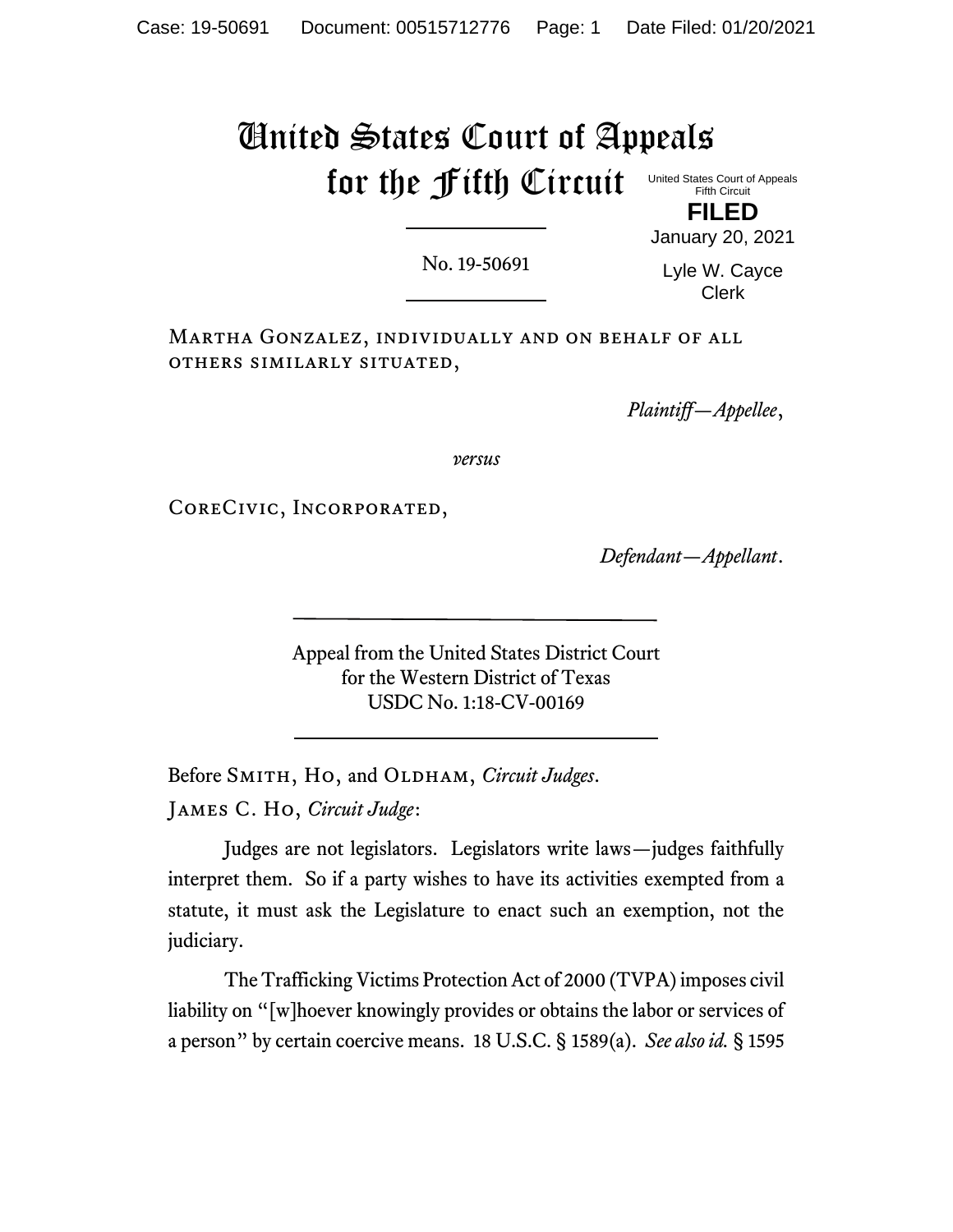# United States Court of Appeals for the Fifth Circuit

United States Court of Appeals
Fifth Circuit

**FILED**

January 20, 2021

Lyle W. Cayce
Clerk

No. 19-50691

Martha Gonzalez, individually and on behalf of all others similarly situated,

*Plaintiff—Appellee*,

*versus*

CoreCivic, Incorporated,

*Defendant—Appellant*.

Appeal from the United States District Court
for the Western District of Texas
USDC No. 1:18-CV-00169

Before Smith, Ho, and Oldham, *Circuit Judges*.

James C. Ho, *Circuit Judge*:

Judges are not legislators. Legislators write laws—judges faithfully interpret them. So if a party wishes to have its activities exempted from a statute, it must ask the Legislature to enact such an exemption, not the judiciary.

The Trafficking Victims Protection Act of 2000 (TVPA) imposes civil liability on "[w]hoever knowingly provides or obtains the labor or services of a person" by certain coercive means. 18 U.S.C. § 1589(a). *See also id.* § 1595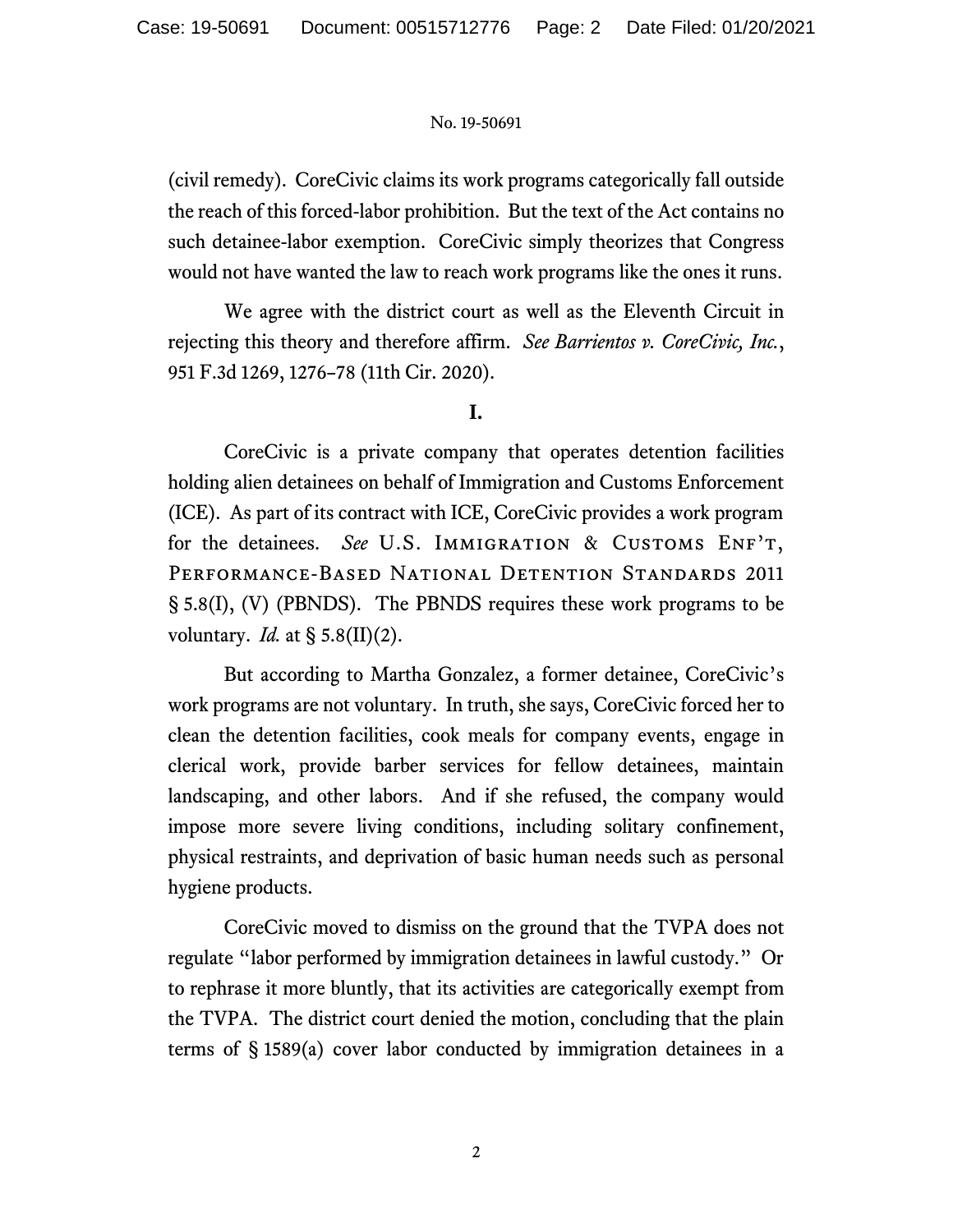(civil remedy). CoreCivic claims its work programs categorically fall outside the reach of this forced-labor prohibition. But the text of the Act contains no such detainee-labor exemption. CoreCivic simply theorizes that Congress would not have wanted the law to reach work programs like the ones it runs.

We agree with the district court as well as the Eleventh Circuit in rejecting this theory and therefore affirm. *See Barrientos v. CoreCivic, Inc.*, 951 F.3d 1269, 1276–78 (11th Cir. 2020).

## I.

CoreCivic is a private company that operates detention facilities holding alien detainees on behalf of Immigration and Customs Enforcement (ICE). As part of its contract with ICE, CoreCivic provides a work program for the detainees. *See* U.S. Immigration & Customs Enf't, Performance-Based National Detention Standards 2011 § 5.8(I), (V) (PBNDS). The PBNDS requires these work programs to be voluntary. *Id.* at § 5.8(II)(2).

But according to Martha Gonzalez, a former detainee, CoreCivic's work programs are not voluntary. In truth, she says, CoreCivic forced her to clean the detention facilities, cook meals for company events, engage in clerical work, provide barber services for fellow detainees, maintain landscaping, and other labors. And if she refused, the company would impose more severe living conditions, including solitary confinement, physical restraints, and deprivation of basic human needs such as personal hygiene products.

CoreCivic moved to dismiss on the ground that the TVPA does not regulate "labor performed by immigration detainees in lawful custody." Or to rephrase it more bluntly, that its activities are categorically exempt from the TVPA. The district court denied the motion, concluding that the plain terms of § 1589(a) cover labor conducted by immigration detainees in a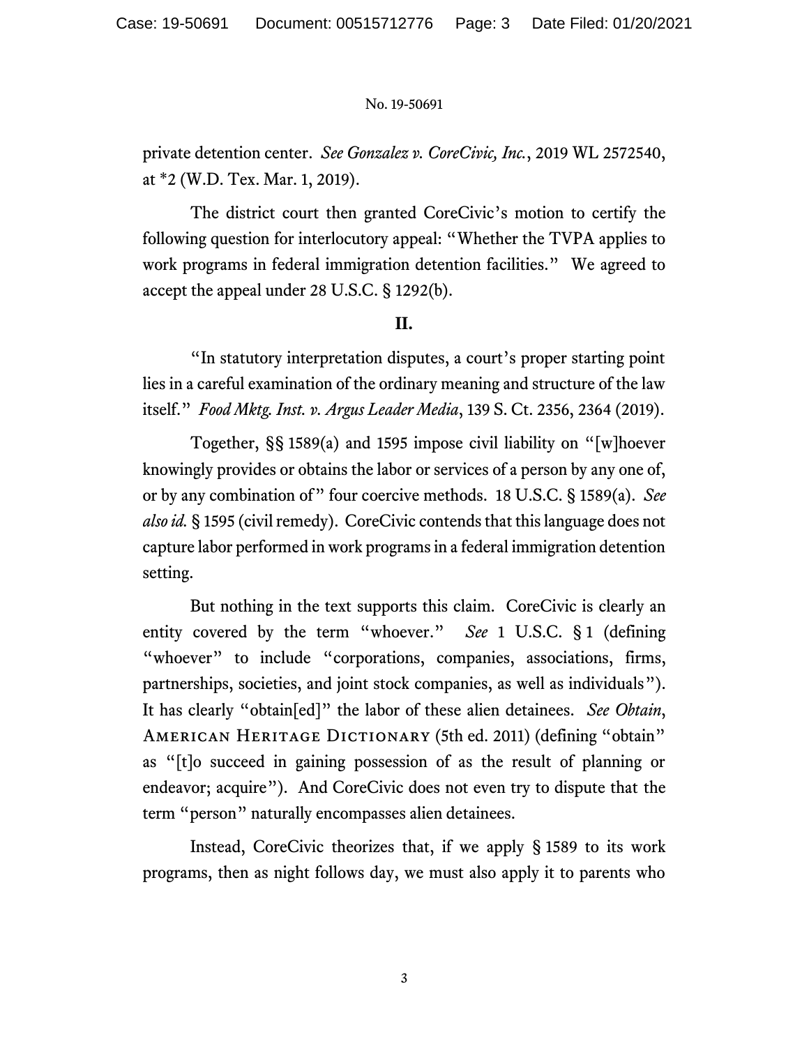private detention center. *See Gonzalez v. CoreCivic, Inc.*, 2019 WL 2572540, at *2 (W.D. Tex. Mar. 1, 2019).

The district court then granted CoreCivic's motion to certify the following question for interlocutory appeal: "Whether the TVPA applies to work programs in federal immigration detention facilities." We agreed to accept the appeal under 28 U.S.C. § 1292(b).

## II.

"In statutory interpretation disputes, a court's proper starting point lies in a careful examination of the ordinary meaning and structure of the law itself." *Food Mktg. Inst. v. Argus Leader Media*, 139 S. Ct. 2356, 2364 (2019).

Together, §§ 1589(a) and 1595 impose civil liability on "[w]hoever knowingly provides or obtains the labor or services of a person by any one of, or by any combination of" four coercive methods. 18 U.S.C. § 1589(a). *See also id.* § 1595 (civil remedy). CoreCivic contends that this language does not capture labor performed in work programs in a federal immigration detention setting.

But nothing in the text supports this claim. CoreCivic is clearly an entity covered by the term "whoever." *See* 1 U.S.C. § 1 (defining "whoever" to include "corporations, companies, associations, firms, partnerships, societies, and joint stock companies, as well as individuals"). It has clearly "obtain[ed]" the labor of these alien detainees. *See Obtain*, American Heritage Dictionary (5th ed. 2011) (defining "obtain" as "[t]o succeed in gaining possession of as the result of planning or endeavor; acquire"). And CoreCivic does not even try to dispute that the term "person" naturally encompasses alien detainees.

Instead, CoreCivic theorizes that, if we apply § 1589 to its work programs, then as night follows day, we must also apply it to parents who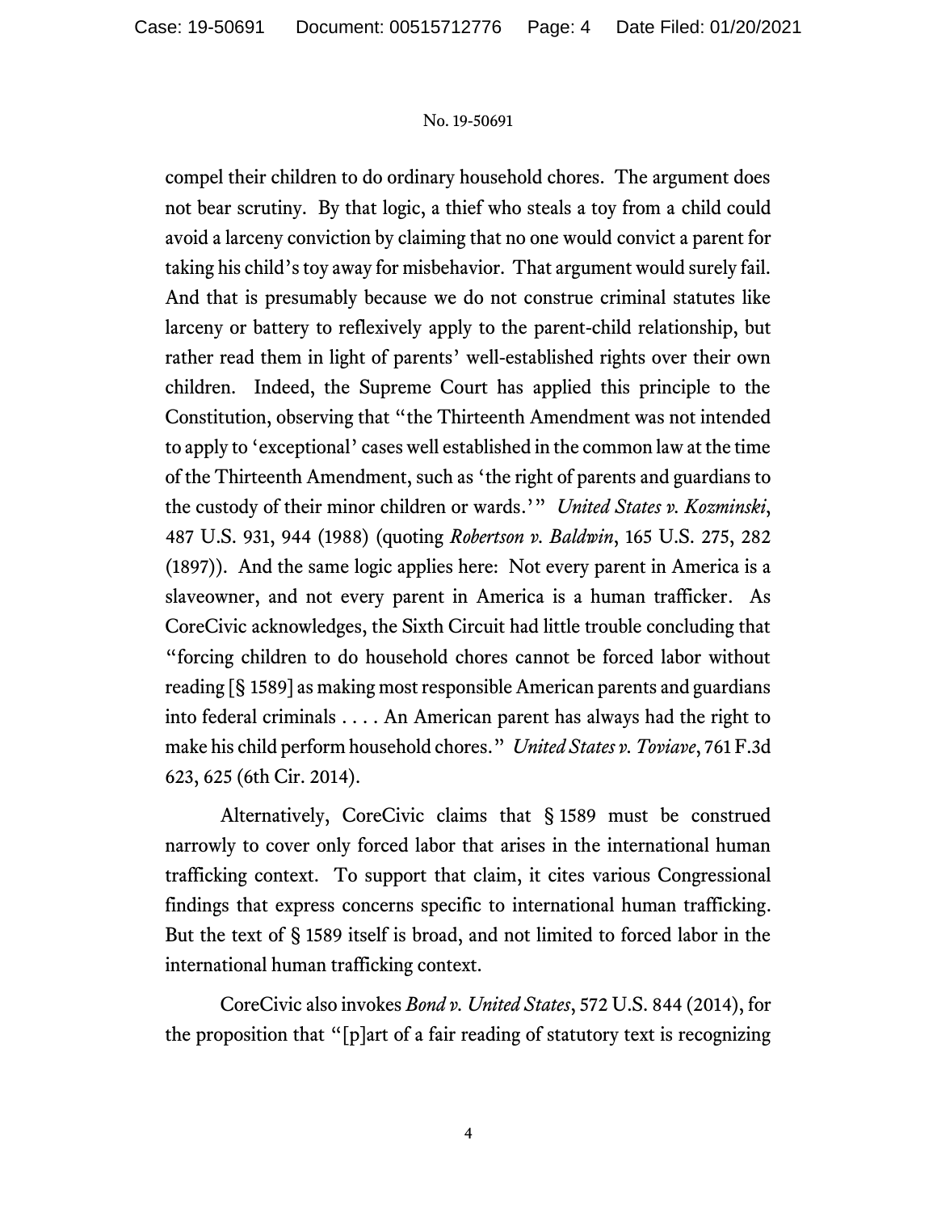compel their children to do ordinary household chores. The argument does not bear scrutiny. By that logic, a thief who steals a toy from a child could avoid a larceny conviction by claiming that no one would convict a parent for taking his child's toy away for misbehavior. That argument would surely fail. And that is presumably because we do not construe criminal statutes like larceny or battery to reflexively apply to the parent-child relationship, but rather read them in light of parents' well-established rights over their own children. Indeed, the Supreme Court has applied this principle to the Constitution, observing that "the Thirteenth Amendment was not intended to apply to 'exceptional' cases well established in the common law at the time of the Thirteenth Amendment, such as 'the right of parents and guardians to the custody of their minor children or wards.'" *United States v. Kozminski*, 487 U.S. 931, 944 (1988) (quoting *Robertson v. Baldwin*, 165 U.S. 275, 282 (1897)). And the same logic applies here: Not every parent in America is a slaveowner, and not every parent in America is a human trafficker. As CoreCivic acknowledges, the Sixth Circuit had little trouble concluding that "forcing children to do household chores cannot be forced labor without reading [§ 1589] as making most responsible American parents and guardians into federal criminals . . . . An American parent has always had the right to make his child perform household chores." *United States v. Toviave*, 761 F.3d 623, 625 (6th Cir. 2014).

Alternatively, CoreCivic claims that § 1589 must be construed narrowly to cover only forced labor that arises in the international human trafficking context. To support that claim, it cites various Congressional findings that express concerns specific to international human trafficking. But the text of § 1589 itself is broad, and not limited to forced labor in the international human trafficking context.

CoreCivic also invokes *Bond v. United States*, 572 U.S. 844 (2014), for the proposition that "[p]art of a fair reading of statutory text is recognizing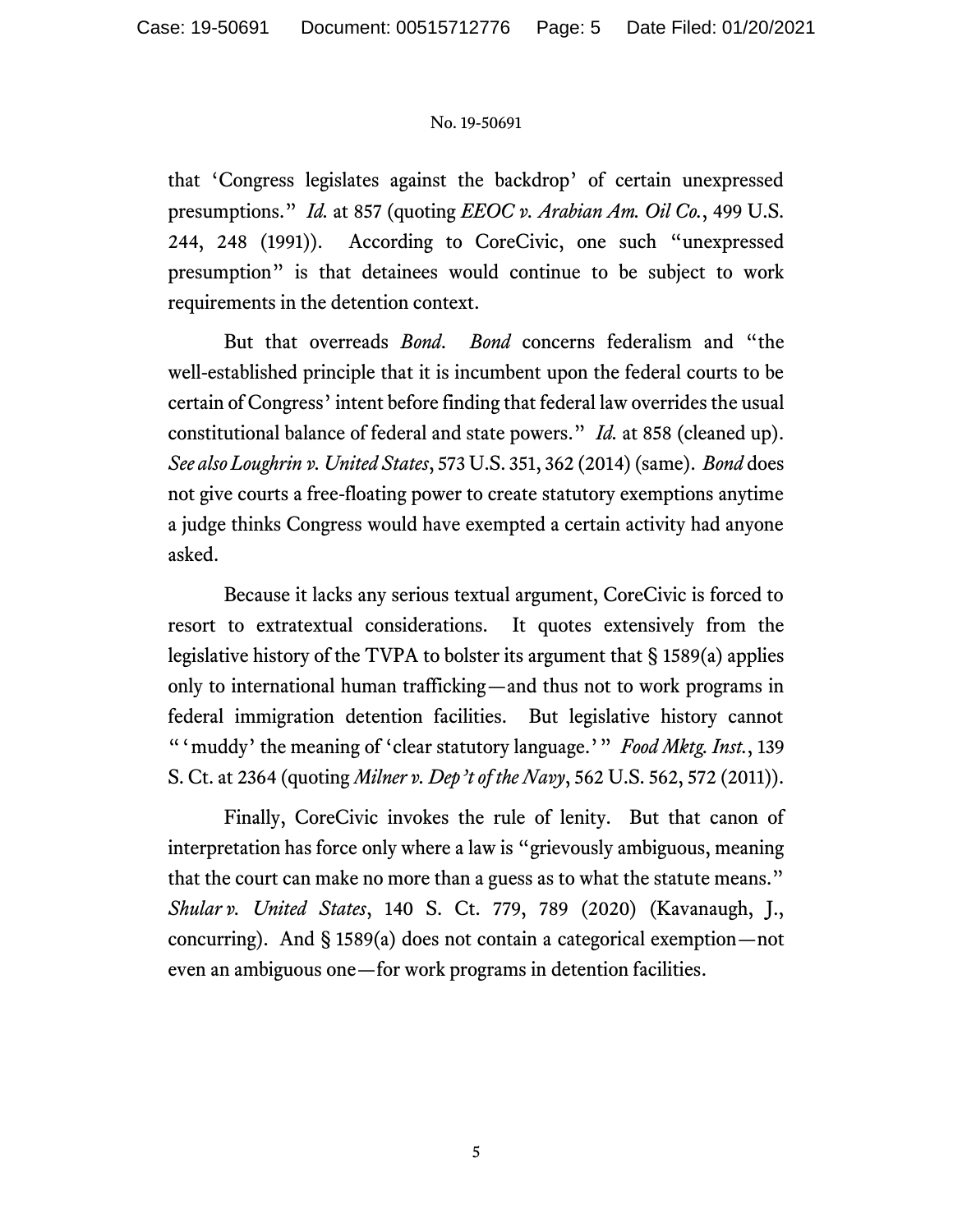that 'Congress legislates against the backdrop' of certain unexpressed presumptions." *Id.* at 857 (quoting *EEOC v. Arabian Am. Oil Co.*, 499 U.S. 244, 248 (1991)). According to CoreCivic, one such "unexpressed presumption" is that detainees would continue to be subject to work requirements in the detention context.

But that overreads *Bond*. *Bond* concerns federalism and "the well-established principle that it is incumbent upon the federal courts to be certain of Congress' intent before finding that federal law overrides the usual constitutional balance of federal and state powers." *Id.* at 858 (cleaned up). *See also Loughrin v. United States*, 573 U.S. 351, 362 (2014) (same). *Bond* does not give courts a free-floating power to create statutory exemptions anytime a judge thinks Congress would have exempted a certain activity had anyone asked.

Because it lacks any serious textual argument, CoreCivic is forced to resort to extratextual considerations. It quotes extensively from the legislative history of the TVPA to bolster its argument that § 1589(a) applies only to international human trafficking—and thus not to work programs in federal immigration detention facilities. But legislative history cannot "'muddy' the meaning of 'clear statutory language.'" *Food Mktg. Inst.*, 139 S. Ct. at 2364 (quoting *Milner v. Dep't of the Navy*, 562 U.S. 562, 572 (2011)).

Finally, CoreCivic invokes the rule of lenity. But that canon of interpretation has force only where a law is "grievously ambiguous, meaning that the court can make no more than a guess as to what the statute means." *Shular v. United States*, 140 S. Ct. 779, 789 (2020) (Kavanaugh, J., concurring). And § 1589(a) does not contain a categorical exemption—not even an ambiguous one—for work programs in detention facilities.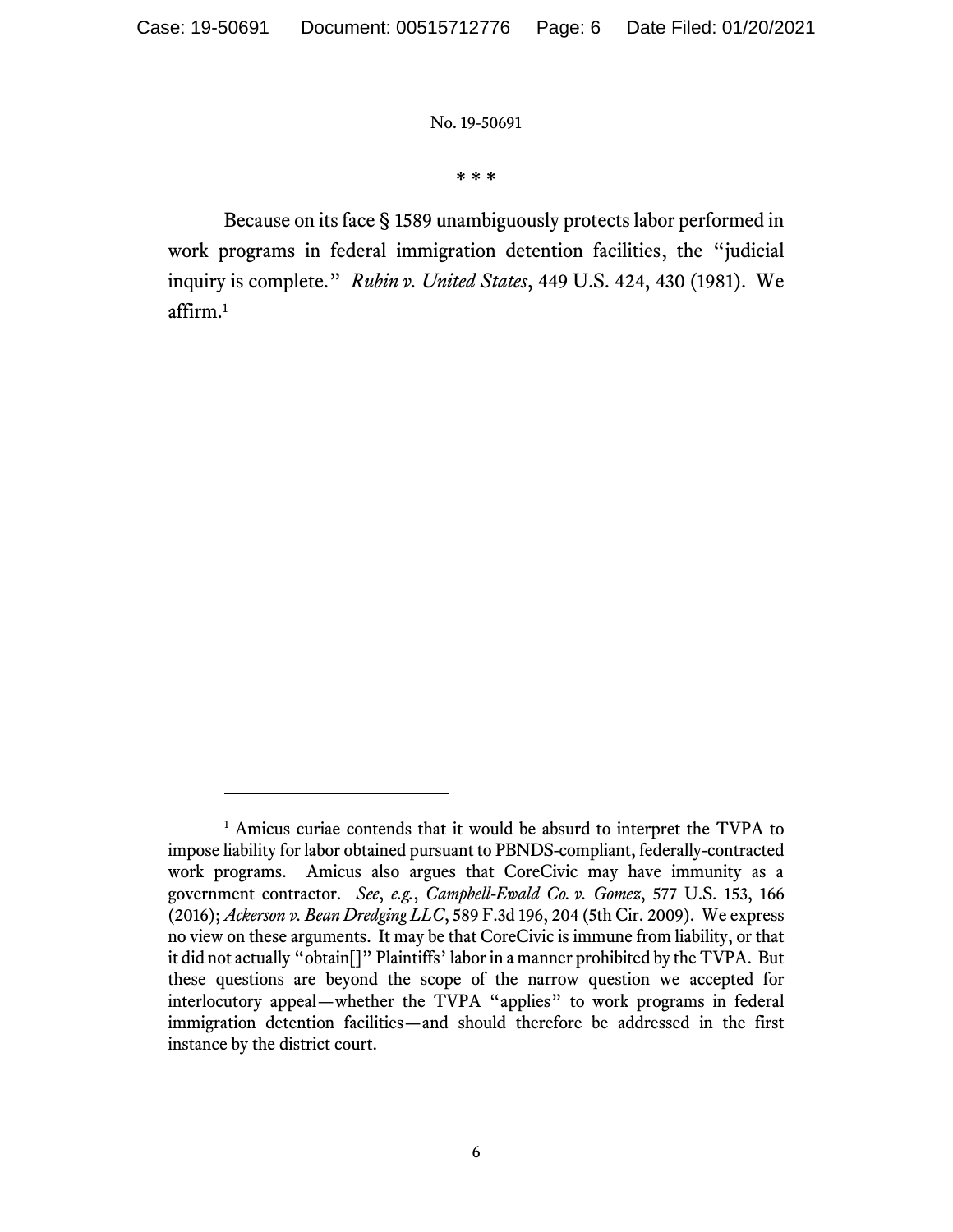\* \* \*

Because on its face § 1589 unambiguously protects labor performed in work programs in federal immigration detention facilities, the "judicial inquiry is complete." *Rubin v. United States*, 449 U.S. 424, 430 (1981). We affirm.[1]

---

[1] Amicus curiae contends that it would be absurd to interpret the TVPA to impose liability for labor obtained pursuant to PBNDS-compliant, federally-contracted work programs. Amicus also argues that CoreCivic may have immunity as a government contractor. *See*, *e.g.*, *Campbell-Ewald Co. v. Gomez*, 577 U.S. 153, 166 (2016); *Ackerson v. Bean Dredging LLC*, 589 F.3d 196, 204 (5th Cir. 2009). We express no view on these arguments. It may be that CoreCivic is immune from liability, or that it did not actually "obtain[]" Plaintiffs' labor in a manner prohibited by the TVPA. But these questions are beyond the scope of the narrow question we accepted for interlocutory appeal—whether the TVPA "applies" to work programs in federal immigration detention facilities—and should therefore be addressed in the first instance by the district court.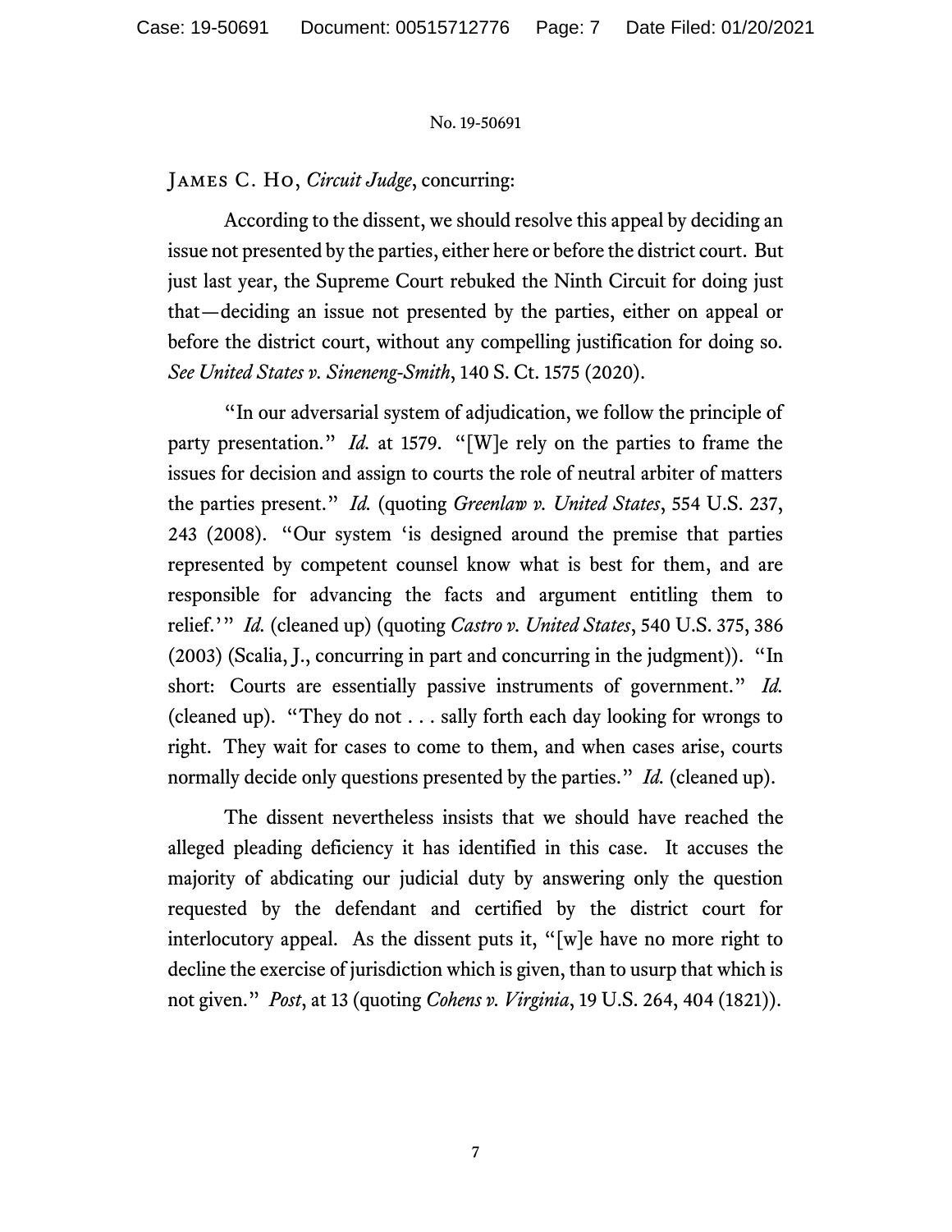James C. Ho, *Circuit Judge*, concurring:

According to the dissent, we should resolve this appeal by deciding an issue not presented by the parties, either here or before the district court. But just last year, the Supreme Court rebuked the Ninth Circuit for doing just that—deciding an issue not presented by the parties, either on appeal or before the district court, without any compelling justification for doing so. *See United States v. Sineneng-Smith*, 140 S. Ct. 1575 (2020).

"In our adversarial system of adjudication, we follow the principle of party presentation." *Id.* at 1579. "[W]e rely on the parties to frame the issues for decision and assign to courts the role of neutral arbiter of matters the parties present." *Id.* (quoting *Greenlaw v. United States*, 554 U.S. 237, 243 (2008). "Our system 'is designed around the premise that parties represented by competent counsel know what is best for them, and are responsible for advancing the facts and argument entitling them to relief.'" *Id.* (cleaned up) (quoting *Castro v. United States*, 540 U.S. 375, 386 (2003) (Scalia, J., concurring in part and concurring in the judgment)). "In short: Courts are essentially passive instruments of government." *Id.* (cleaned up). "They do not . . . sally forth each day looking for wrongs to right. They wait for cases to come to them, and when cases arise, courts normally decide only questions presented by the parties." *Id.* (cleaned up).

The dissent nevertheless insists that we should have reached the alleged pleading deficiency it has identified in this case. It accuses the majority of abdicating our judicial duty by answering only the question requested by the defendant and certified by the district court for interlocutory appeal. As the dissent puts it, "[w]e have no more right to decline the exercise of jurisdiction which is given, than to usurp that which is not given." *Post*, at 13 (quoting *Cohens v. Virginia*, 19 U.S. 264, 404 (1821)).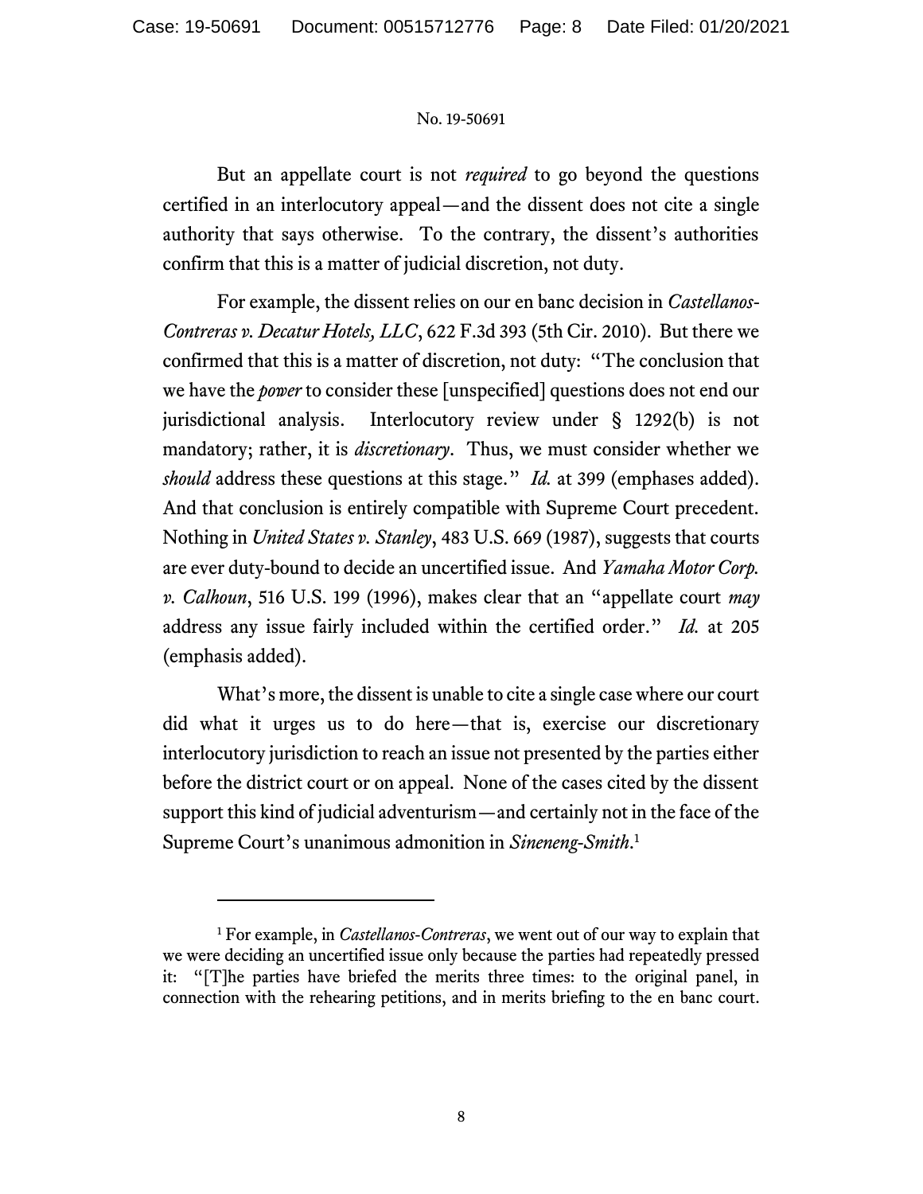But an appellate court is not *required* to go beyond the questions certified in an interlocutory appeal—and the dissent does not cite a single authority that says otherwise. To the contrary, the dissent's authorities confirm that this is a matter of judicial discretion, not duty.

For example, the dissent relies on our en banc decision in *Castellanos-Contreras v. Decatur Hotels, LLC*, 622 F.3d 393 (5th Cir. 2010). But there we confirmed that this is a matter of discretion, not duty: "The conclusion that we have the *power* to consider these [unspecified] questions does not end our jurisdictional analysis. Interlocutory review under § 1292(b) is not mandatory; rather, it is *discretionary*. Thus, we must consider whether we *should* address these questions at this stage." *Id.* at 399 (emphases added). And that conclusion is entirely compatible with Supreme Court precedent. Nothing in *United States v. Stanley*, 483 U.S. 669 (1987), suggests that courts are ever duty-bound to decide an uncertified issue. And *Yamaha Motor Corp. v. Calhoun*, 516 U.S. 199 (1996), makes clear that an "appellate court *may* address any issue fairly included within the certified order." *Id.* at 205 (emphasis added).

What's more, the dissent is unable to cite a single case where our court did what it urges us to do here—that is, exercise our discretionary interlocutory jurisdiction to reach an issue not presented by the parties either before the district court or on appeal. None of the cases cited by the dissent support this kind of judicial adventurism—and certainly not in the face of the Supreme Court's unanimous admonition in *Sineneng-Smith*.[1]

---

[1] For example, in *Castellanos-Contreras*, we went out of our way to explain that we were deciding an uncertified issue only because the parties had repeatedly pressed it: "[T]he parties have briefed the merits three times: to the original panel, in connection with the rehearing petitions, and in merits briefing to the en banc court.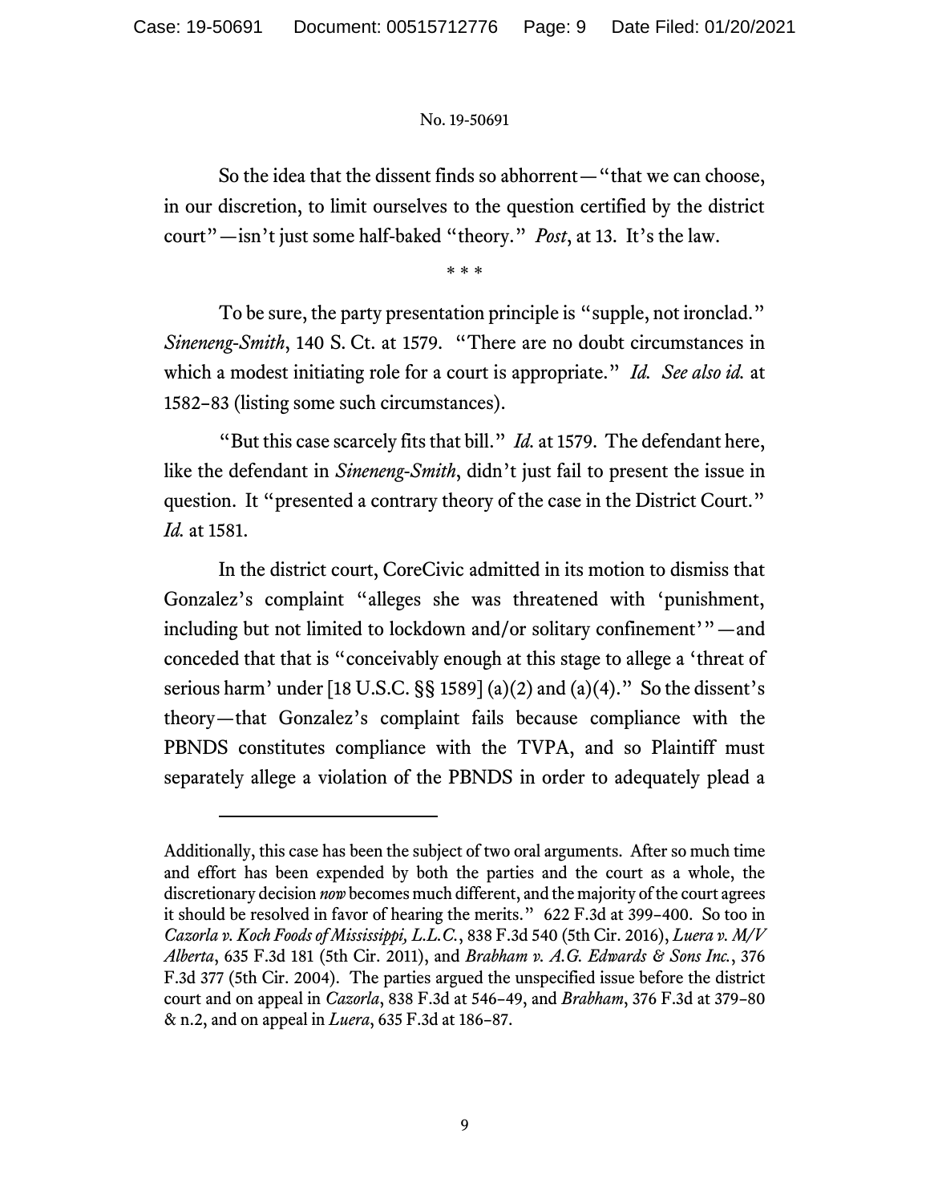So the idea that the dissent finds so abhorrent—"that we can choose, in our discretion, to limit ourselves to the question certified by the district court"—isn't just some half-baked "theory." *Post*, at 13. It's the law.

\* \* \*

To be sure, the party presentation principle is "supple, not ironclad." *Sineneng-Smith*, 140 S. Ct. at 1579. "There are no doubt circumstances in which a modest initiating role for a court is appropriate." *Id. See also id.* at 1582–83 (listing some such circumstances).

"But this case scarcely fits that bill." *Id.* at 1579. The defendant here, like the defendant in *Sineneng-Smith*, didn't just fail to present the issue in question. It "presented a contrary theory of the case in the District Court." *Id.* at 1581.

In the district court, CoreCivic admitted in its motion to dismiss that Gonzalez's complaint "alleges she was threatened with 'punishment, including but not limited to lockdown and/or solitary confinement'"—and conceded that that is "conceivably enough at this stage to allege a 'threat of serious harm' under [18 U.S.C. §§ 1589] (a)(2) and (a)(4)." So the dissent's theory—that Gonzalez's complaint fails because compliance with the PBNDS constitutes compliance with the TVPA, and so Plaintiff must separately allege a violation of the PBNDS in order to adequately plead a

---

Additionally, this case has been the subject of two oral arguments. After so much time and effort has been expended by both the parties and the court as a whole, the discretionary decision *now* becomes much different, and the majority of the court agrees it should be resolved in favor of hearing the merits." 622 F.3d at 399–400. So too in *Cazorla v. Koch Foods of Mississippi, L.L.C.*, 838 F.3d 540 (5th Cir. 2016), *Luera v. M/V Alberta*, 635 F.3d 181 (5th Cir. 2011), and *Brabham v. A.G. Edwards & Sons Inc.*, 376 F.3d 377 (5th Cir. 2004). The parties argued the unspecified issue before the district court and on appeal in *Cazorla*, 838 F.3d at 546–49, and *Brabham*, 376 F.3d at 379–80 & n.2, and on appeal in *Luera*, 635 F.3d at 186–87.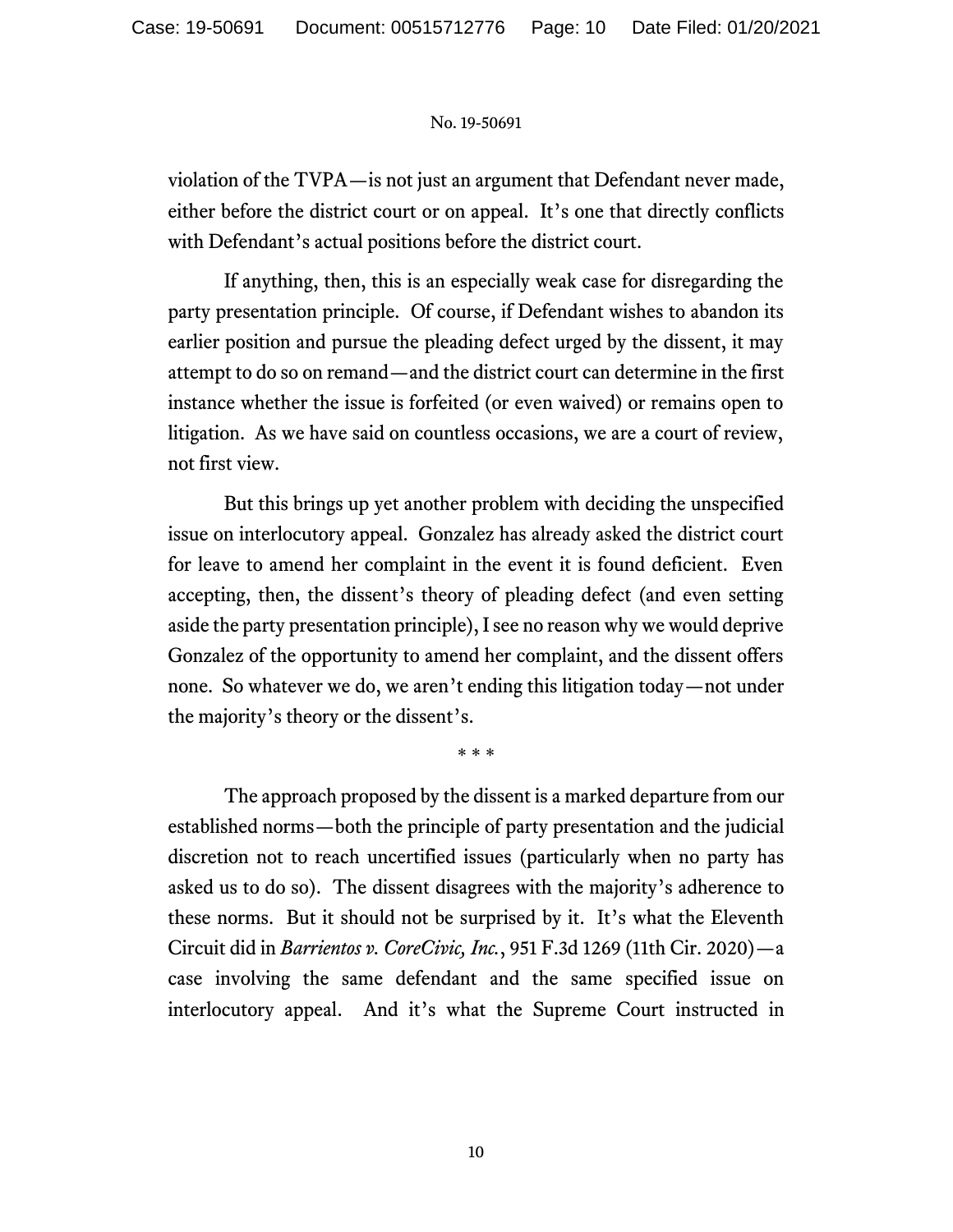violation of the TVPA—is not just an argument that Defendant never made, either before the district court or on appeal. It's one that directly conflicts with Defendant's actual positions before the district court.

If anything, then, this is an especially weak case for disregarding the party presentation principle. Of course, if Defendant wishes to abandon its earlier position and pursue the pleading defect urged by the dissent, it may attempt to do so on remand—and the district court can determine in the first instance whether the issue is forfeited (or even waived) or remains open to litigation. As we have said on countless occasions, we are a court of review, not first view.

But this brings up yet another problem with deciding the unspecified issue on interlocutory appeal. Gonzalez has already asked the district court for leave to amend her complaint in the event it is found deficient. Even accepting, then, the dissent's theory of pleading defect (and even setting aside the party presentation principle), I see no reason why we would deprive Gonzalez of the opportunity to amend her complaint, and the dissent offers none. So whatever we do, we aren't ending this litigation today—not under the majority's theory or the dissent's.

\* \* \*

The approach proposed by the dissent is a marked departure from our established norms—both the principle of party presentation and the judicial discretion not to reach uncertified issues (particularly when no party has asked us to do so). The dissent disagrees with the majority's adherence to these norms. But it should not be surprised by it. It's what the Eleventh Circuit did in *Barrientos v. CoreCivic, Inc.*, 951 F.3d 1269 (11th Cir. 2020)—a case involving the same defendant and the same specified issue on interlocutory appeal. And it's what the Supreme Court instructed in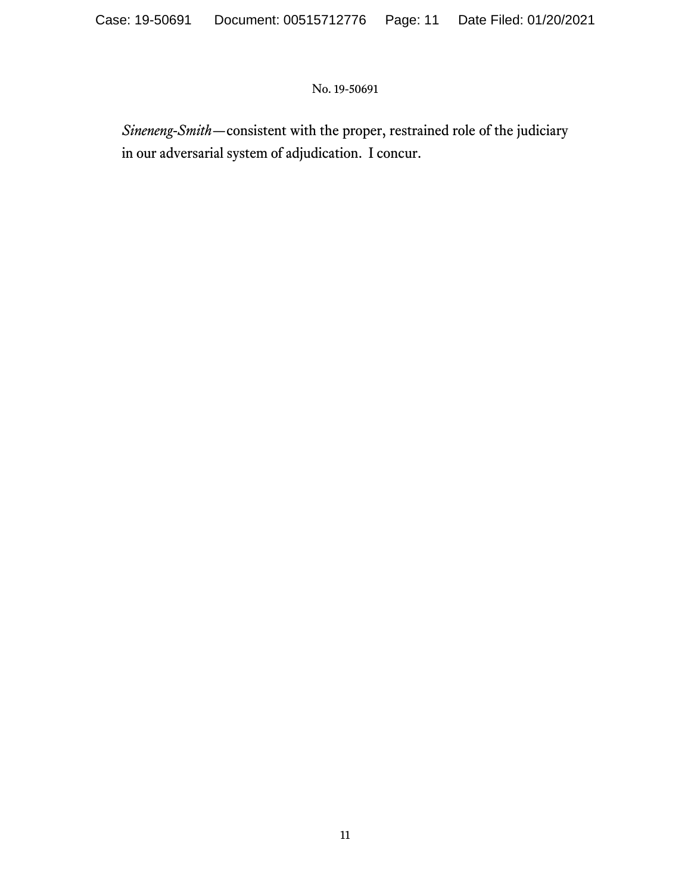*Sineneng-Smith*—consistent with the proper, restrained role of the judiciary in our adversarial system of adjudication. I concur.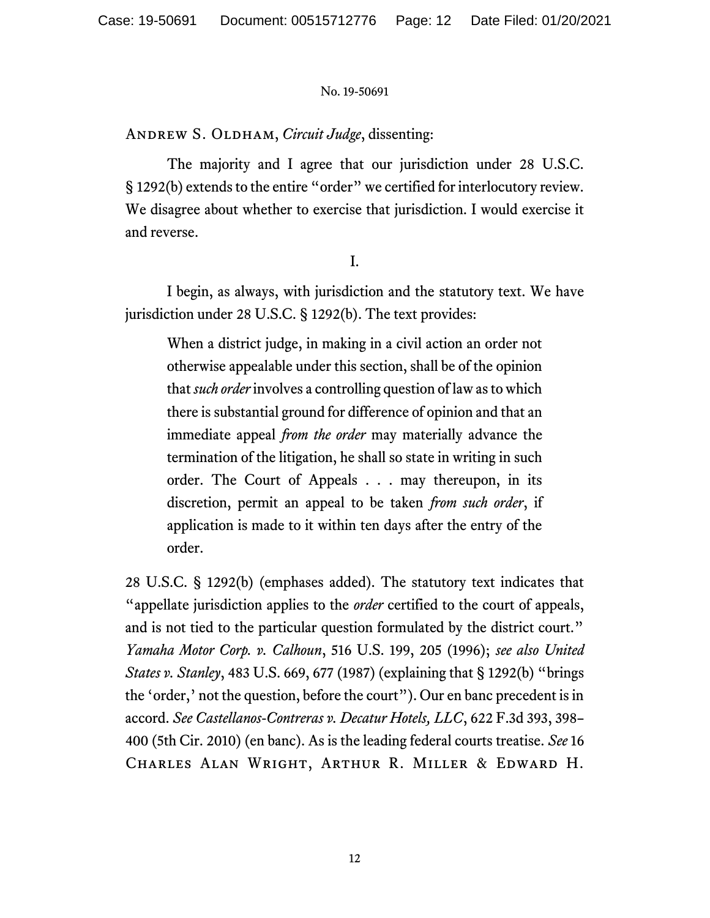No. 19-50691

Andrew S. Oldham, *Circuit Judge*, dissenting:

The majority and I agree that our jurisdiction under 28 U.S.C. § 1292(b) extends to the entire "order" we certified for interlocutory review. We disagree about whether to exercise that jurisdiction. I would exercise it and reverse.

I.

I begin, as always, with jurisdiction and the statutory text. We have jurisdiction under 28 U.S.C. § 1292(b). The text provides:

> When a district judge, in making in a civil action an order not otherwise appealable under this section, shall be of the opinion that *such order* involves a controlling question of law as to which there is substantial ground for difference of opinion and that an immediate appeal *from the order* may materially advance the termination of the litigation, he shall so state in writing in such order. The Court of Appeals . . . may thereupon, in its discretion, permit an appeal to be taken *from such order*, if application is made to it within ten days after the entry of the order.

28 U.S.C. § 1292(b) (emphases added). The statutory text indicates that "appellate jurisdiction applies to the *order* certified to the court of appeals, and is not tied to the particular question formulated by the district court." *Yamaha Motor Corp. v. Calhoun*, 516 U.S. 199, 205 (1996); *see also United States v. Stanley*, 483 U.S. 669, 677 (1987) (explaining that § 1292(b) "brings the 'order,' not the question, before the court"). Our en banc precedent is in accord. *See Castellanos-Contreras v. Decatur Hotels, LLC*, 622 F.3d 393, 398–400 (5th Cir. 2010) (en banc). As is the leading federal courts treatise. *See* 16 Charles Alan Wright, Arthur R. Miller & Edward H.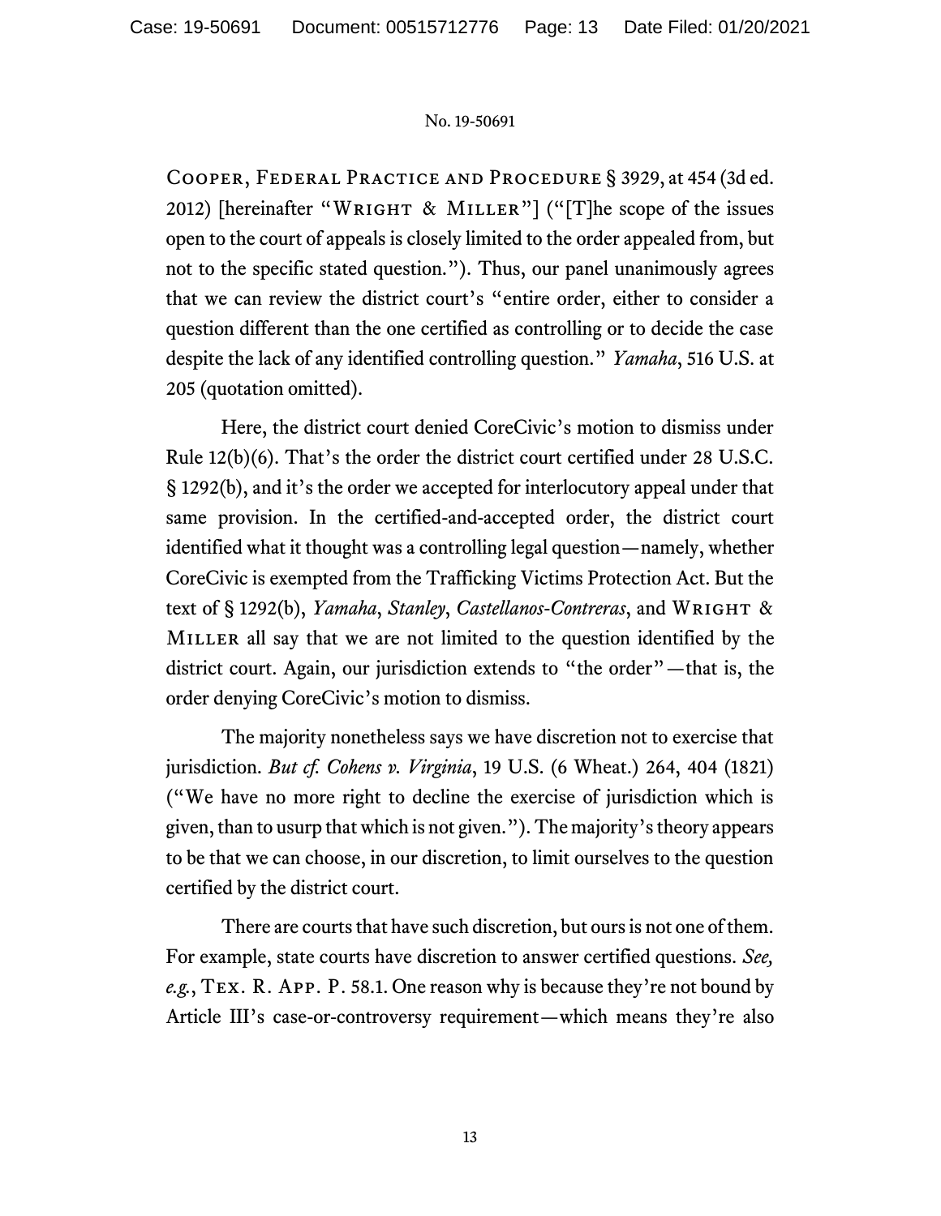Cooper, Federal Practice and Procedure § 3929, at 454 (3d ed. 2012) [hereinafter "Wright & Miller"] ("[T]he scope of the issues open to the court of appeals is closely limited to the order appealed from, but not to the specific stated question."). Thus, our panel unanimously agrees that we can review the district court's "entire order, either to consider a question different than the one certified as controlling or to decide the case despite the lack of any identified controlling question." *Yamaha*, 516 U.S. at 205 (quotation omitted).

Here, the district court denied CoreCivic's motion to dismiss under Rule 12(b)(6). That's the order the district court certified under 28 U.S.C. § 1292(b), and it's the order we accepted for interlocutory appeal under that same provision. In the certified-and-accepted order, the district court identified what it thought was a controlling legal question—namely, whether CoreCivic is exempted from the Trafficking Victims Protection Act. But the text of § 1292(b), *Yamaha*, *Stanley*, *Castellanos-Contreras*, and Wright & Miller all say that we are not limited to the question identified by the district court. Again, our jurisdiction extends to "the order"—that is, the order denying CoreCivic's motion to dismiss.

The majority nonetheless says we have discretion not to exercise that jurisdiction. *But cf. Cohens v. Virginia*, 19 U.S. (6 Wheat.) 264, 404 (1821) ("We have no more right to decline the exercise of jurisdiction which is given, than to usurp that which is not given."). The majority's theory appears to be that we can choose, in our discretion, to limit ourselves to the question certified by the district court.

There are courts that have such discretion, but ours is not one of them. For example, state courts have discretion to answer certified questions. *See, e.g.*, Tex. R. App. P. 58.1. One reason why is because they're not bound by Article III's case-or-controversy requirement—which means they're also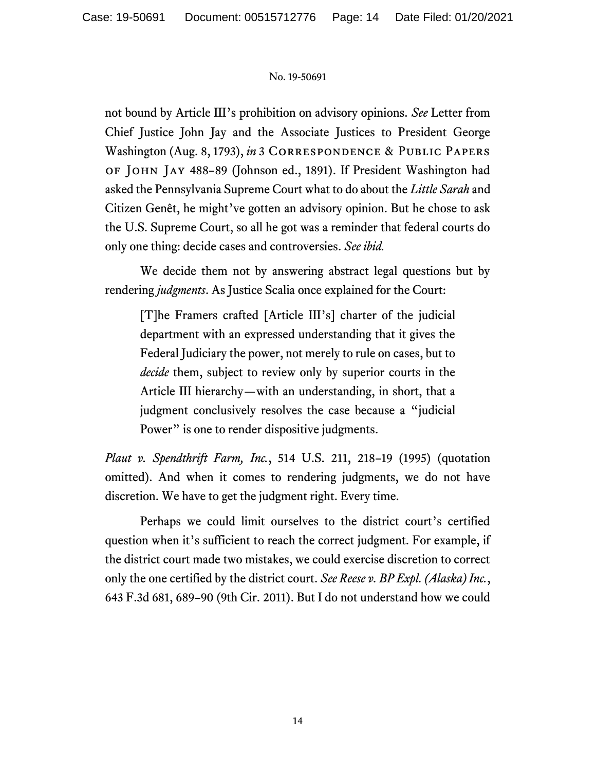not bound by Article III's prohibition on advisory opinions. *See* Letter from Chief Justice John Jay and the Associate Justices to President George Washington (Aug. 8, 1793), *in* 3 Correspondence & Public Papers of John Jay 488–89 (Johnson ed., 1891). If President Washington had asked the Pennsylvania Supreme Court what to do about the *Little Sarah* and Citizen Genêt, he might've gotten an advisory opinion. But he chose to ask the U.S. Supreme Court, so all he got was a reminder that federal courts do only one thing: decide cases and controversies. *See ibid.*

We decide them not by answering abstract legal questions but by rendering *judgments*. As Justice Scalia once explained for the Court:

> [T]he Framers crafted [Article III's] charter of the judicial department with an expressed understanding that it gives the Federal Judiciary the power, not merely to rule on cases, but to *decide* them, subject to review only by superior courts in the Article III hierarchy—with an understanding, in short, that a judgment conclusively resolves the case because a "judicial Power" is one to render dispositive judgments.

*Plaut v. Spendthrift Farm, Inc.*, 514 U.S. 211, 218–19 (1995) (quotation omitted). And when it comes to rendering judgments, we do not have discretion. We have to get the judgment right. Every time.

Perhaps we could limit ourselves to the district court's certified question when it's sufficient to reach the correct judgment. For example, if the district court made two mistakes, we could exercise discretion to correct only the one certified by the district court. *See Reese v. BP Expl. (Alaska) Inc.*, 643 F.3d 681, 689–90 (9th Cir. 2011). But I do not understand how we could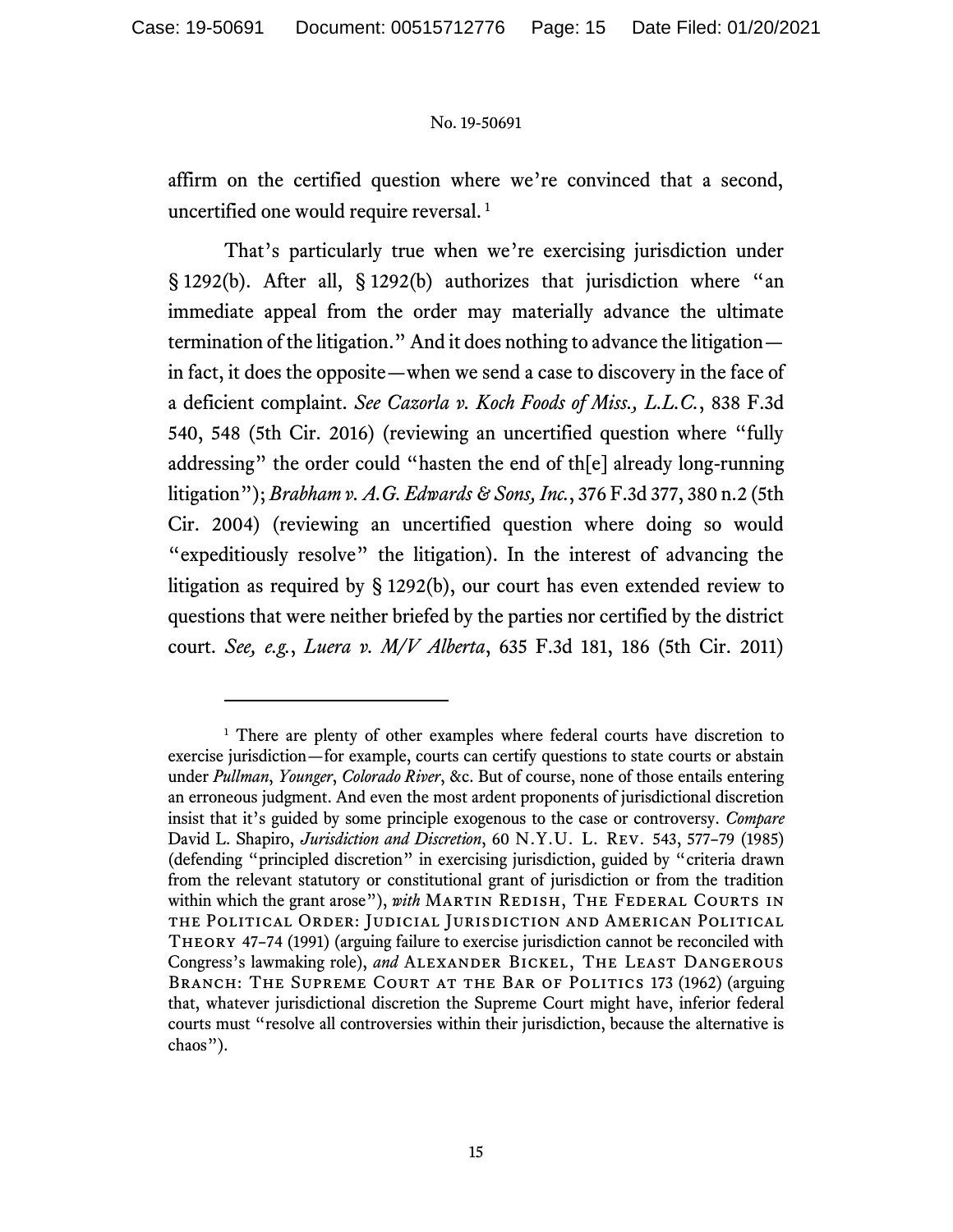affirm on the certified question where we're convinced that a second, uncertified one would require reversal.[1]

That's particularly true when we're exercising jurisdiction under § 1292(b). After all, § 1292(b) authorizes that jurisdiction where "an immediate appeal from the order may materially advance the ultimate termination of the litigation." And it does nothing to advance the litigation—in fact, it does the opposite—when we send a case to discovery in the face of a deficient complaint. *See Cazorla v. Koch Foods of Miss., L.L.C.*, 838 F.3d 540, 548 (5th Cir. 2016) (reviewing an uncertified question where "fully addressing" the order could "hasten the end of th[e] already long-running litigation"); *Brabham v. A.G. Edwards & Sons, Inc.*, 376 F.3d 377, 380 n.2 (5th Cir. 2004) (reviewing an uncertified question where doing so would "expeditiously resolve" the litigation). In the interest of advancing the litigation as required by § 1292(b), our court has even extended review to questions that were neither briefed by the parties nor certified by the district court. *See, e.g.*, *Luera v. M/V Alberta*, 635 F.3d 181, 186 (5th Cir. 2011)

---

[1] There are plenty of other examples where federal courts have discretion to exercise jurisdiction—for example, courts can certify questions to state courts or abstain under *Pullman*, *Younger*, *Colorado River*, &c. But of course, none of those entails entering an erroneous judgment. And even the most ardent proponents of jurisdictional discretion insist that it's guided by some principle exogenous to the case or controversy. *Compare* David L. Shapiro, *Jurisdiction and Discretion*, 60 N.Y.U. L. Rev. 543, 577–79 (1985) (defending "principled discretion" in exercising jurisdiction, guided by "criteria drawn from the relevant statutory or constitutional grant of jurisdiction or from the tradition within which the grant arose"), *with* Martin Redish, The Federal Courts in the Political Order: Judicial Jurisdiction and American Political Theory 47–74 (1991) (arguing failure to exercise jurisdiction cannot be reconciled with Congress's lawmaking role), *and* Alexander Bickel, The Least Dangerous Branch: The Supreme Court at the Bar of Politics 173 (1962) (arguing that, whatever jurisdictional discretion the Supreme Court might have, inferior federal courts must "resolve all controversies within their jurisdiction, because the alternative is chaos").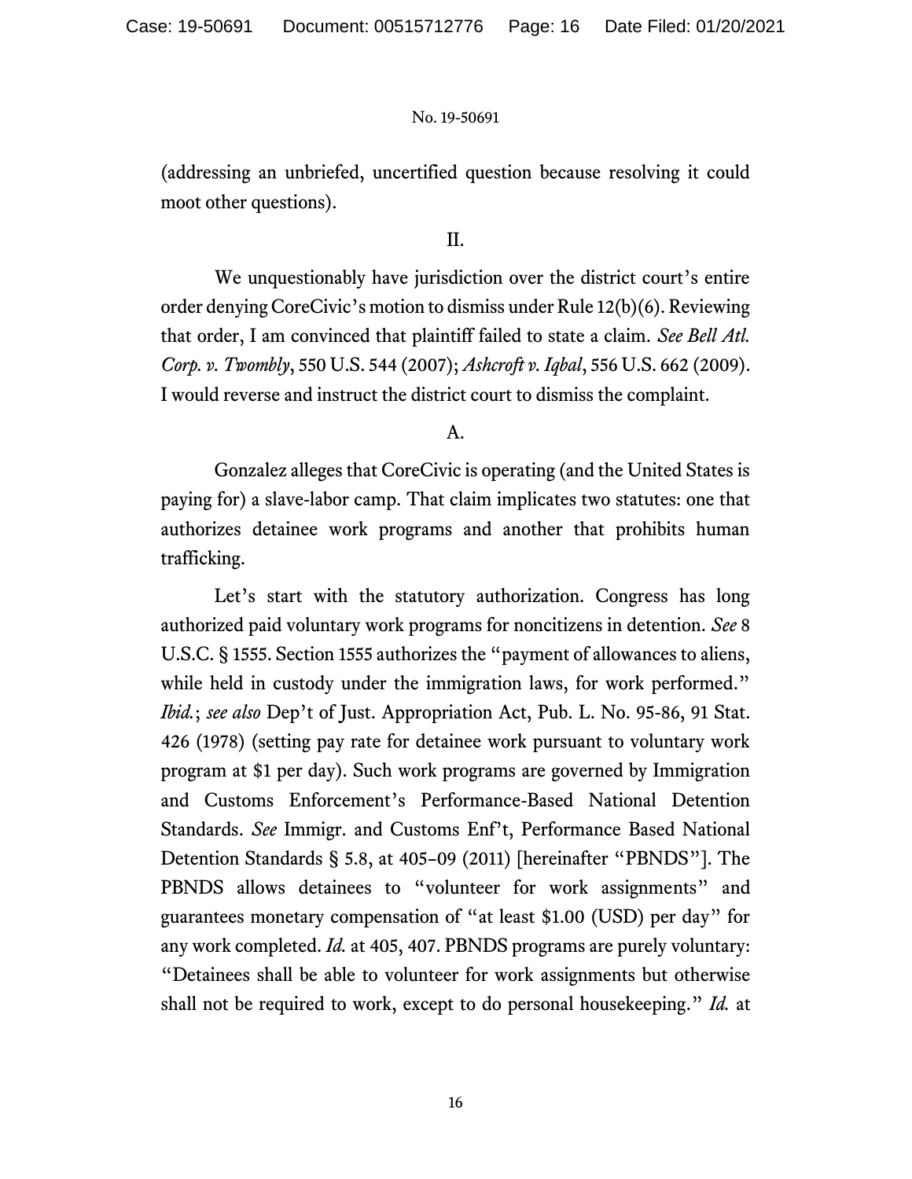(addressing an unbriefed, uncertified question because resolving it could moot other questions).

II.

We unquestionably have jurisdiction over the district court's entire order denying CoreCivic's motion to dismiss under Rule 12(b)(6). Reviewing that order, I am convinced that plaintiff failed to state a claim. *See Bell Atl. Corp. v. Twombly*, 550 U.S. 544 (2007); *Ashcroft v. Iqbal*, 556 U.S. 662 (2009). I would reverse and instruct the district court to dismiss the complaint.

A.

Gonzalez alleges that CoreCivic is operating (and the United States is paying for) a slave-labor camp. That claim implicates two statutes: one that authorizes detainee work programs and another that prohibits human trafficking.

Let's start with the statutory authorization. Congress has long authorized paid voluntary work programs for noncitizens in detention. *See* 8 U.S.C. § 1555. Section 1555 authorizes the "payment of allowances to aliens, while held in custody under the immigration laws, for work performed." *Ibid.*; *see also* Dep't of Just. Appropriation Act, Pub. L. No. 95-86, 91 Stat. 426 (1978) (setting pay rate for detainee work pursuant to voluntary work program at $1 per day). Such work programs are governed by Immigration and Customs Enforcement's Performance-Based National Detention Standards. *See* Immigr. and Customs Enf't, Performance Based National Detention Standards § 5.8, at 405–09 (2011) [hereinafter "PBNDS"]. The PBNDS allows detainees to "volunteer for work assignments" and guarantees monetary compensation of "at least $1.00 (USD) per day" for any work completed. *Id.* at 405, 407. PBNDS programs are purely voluntary: "Detainees shall be able to volunteer for work assignments but otherwise shall not be required to work, except to do personal housekeeping." *Id.* at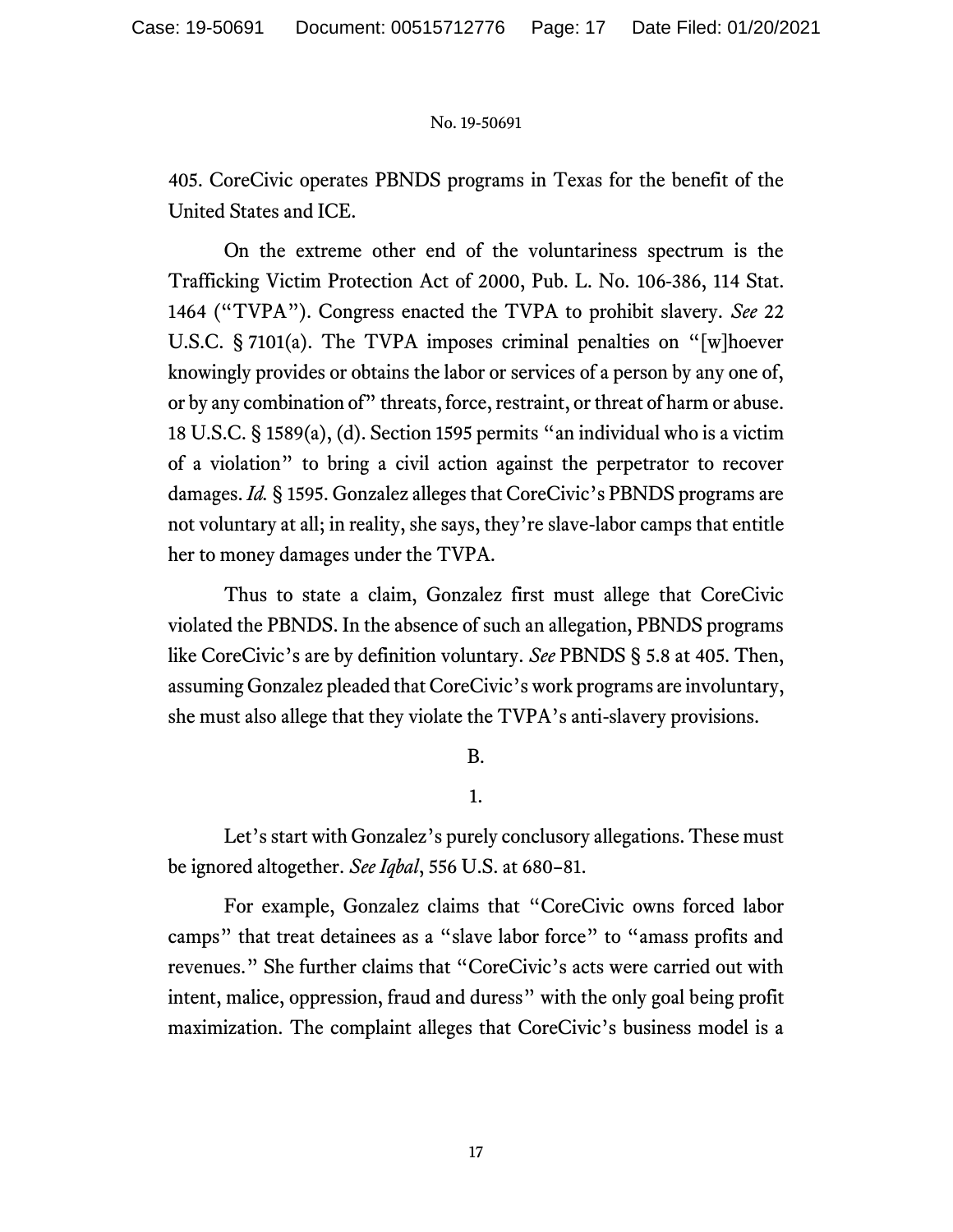405. CoreCivic operates PBNDS programs in Texas for the benefit of the United States and ICE.

On the extreme other end of the voluntariness spectrum is the Trafficking Victim Protection Act of 2000, Pub. L. No. 106-386, 114 Stat. 1464 ("TVPA"). Congress enacted the TVPA to prohibit slavery. *See* 22 U.S.C. § 7101(a). The TVPA imposes criminal penalties on "[w]hoever knowingly provides or obtains the labor or services of a person by any one of, or by any combination of" threats, force, restraint, or threat of harm or abuse. 18 U.S.C. § 1589(a), (d). Section 1595 permits "an individual who is a victim of a violation" to bring a civil action against the perpetrator to recover damages. *Id.* § 1595. Gonzalez alleges that CoreCivic's PBNDS programs are not voluntary at all; in reality, she says, they're slave-labor camps that entitle her to money damages under the TVPA.

Thus to state a claim, Gonzalez first must allege that CoreCivic violated the PBNDS. In the absence of such an allegation, PBNDS programs like CoreCivic's are by definition voluntary. *See* PBNDS § 5.8 at 405. Then, assuming Gonzalez pleaded that CoreCivic's work programs are involuntary, she must also allege that they violate the TVPA's anti-slavery provisions.

## B.

### 1.

Let's start with Gonzalez's purely conclusory allegations. These must be ignored altogether. *See Iqbal*, 556 U.S. at 680–81.

For example, Gonzalez claims that "CoreCivic owns forced labor camps" that treat detainees as a "slave labor force" to "amass profits and revenues." She further claims that "CoreCivic's acts were carried out with intent, malice, oppression, fraud and duress" with the only goal being profit maximization. The complaint alleges that CoreCivic's business model is a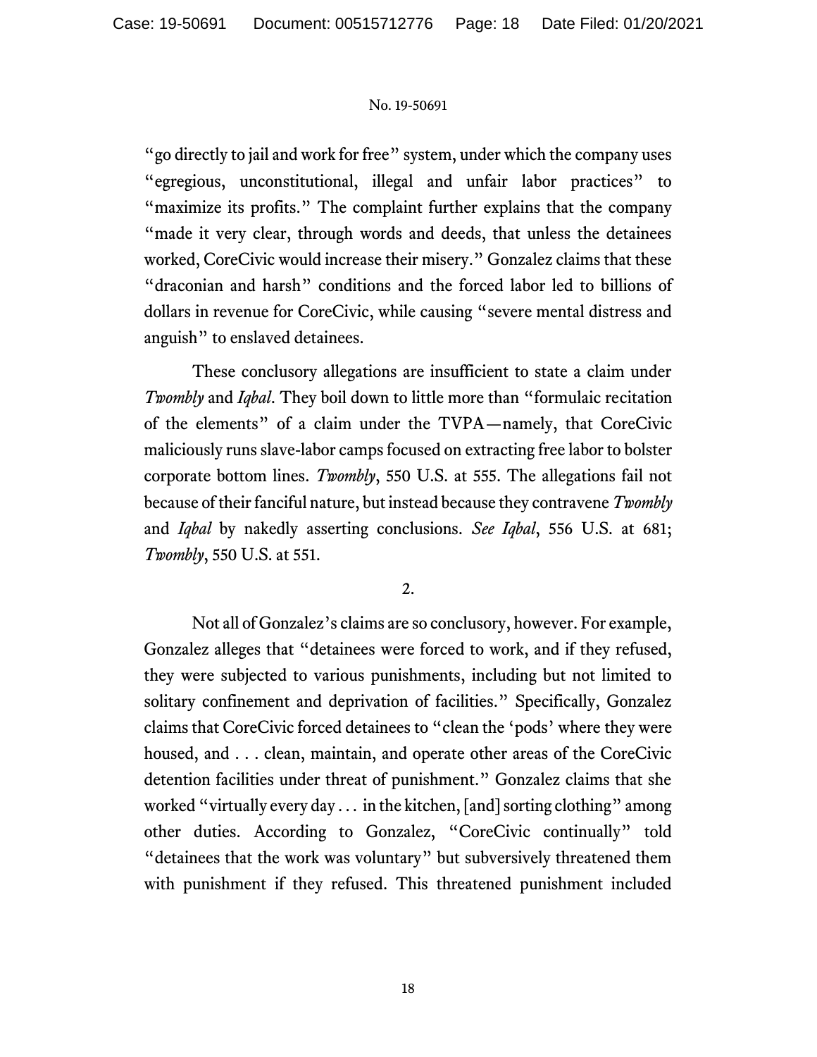"go directly to jail and work for free" system, under which the company uses "egregious, unconstitutional, illegal and unfair labor practices" to "maximize its profits." The complaint further explains that the company "made it very clear, through words and deeds, that unless the detainees worked, CoreCivic would increase their misery." Gonzalez claims that these "draconian and harsh" conditions and the forced labor led to billions of dollars in revenue for CoreCivic, while causing "severe mental distress and anguish" to enslaved detainees.

These conclusory allegations are insufficient to state a claim under *Twombly* and *Iqbal*. They boil down to little more than "formulaic recitation of the elements" of a claim under the TVPA—namely, that CoreCivic maliciously runs slave-labor camps focused on extracting free labor to bolster corporate bottom lines. *Twombly*, 550 U.S. at 555. The allegations fail not because of their fanciful nature, but instead because they contravene *Twombly* and *Iqbal* by nakedly asserting conclusions. *See Iqbal*, 556 U.S. at 681; *Twombly*, 550 U.S. at 551.

2.

Not all of Gonzalez's claims are so conclusory, however. For example, Gonzalez alleges that "detainees were forced to work, and if they refused, they were subjected to various punishments, including but not limited to solitary confinement and deprivation of facilities." Specifically, Gonzalez claims that CoreCivic forced detainees to "clean the 'pods' where they were housed, and . . . clean, maintain, and operate other areas of the CoreCivic detention facilities under threat of punishment." Gonzalez claims that she worked "virtually every day . . . in the kitchen, [and] sorting clothing" among other duties. According to Gonzalez, "CoreCivic continually" told "detainees that the work was voluntary" but subversively threatened them with punishment if they refused. This threatened punishment included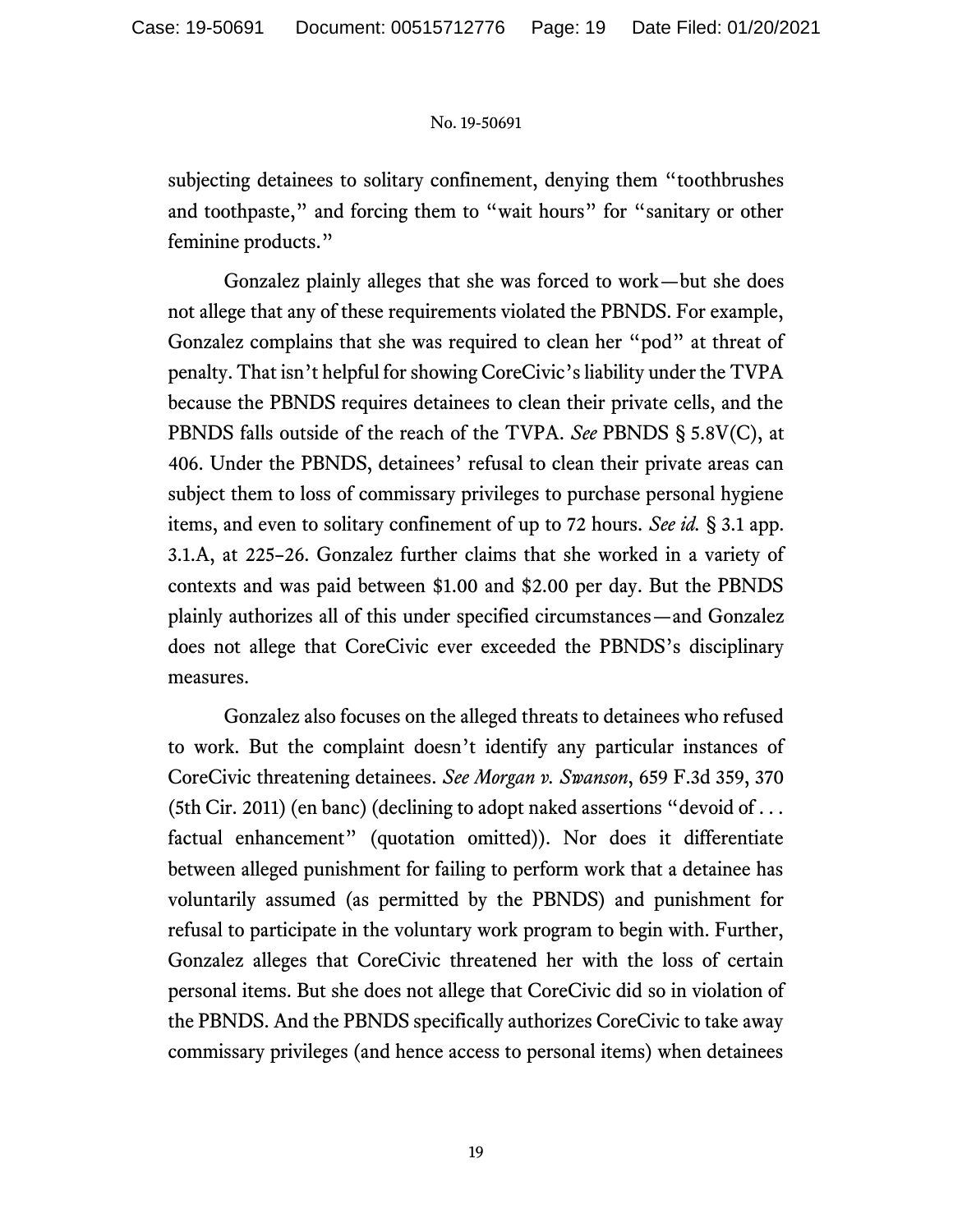subjecting detainees to solitary confinement, denying them "toothbrushes and toothpaste," and forcing them to "wait hours" for "sanitary or other feminine products."

Gonzalez plainly alleges that she was forced to work—but she does not allege that any of these requirements violated the PBNDS. For example, Gonzalez complains that she was required to clean her "pod" at threat of penalty. That isn't helpful for showing CoreCivic's liability under the TVPA because the PBNDS requires detainees to clean their private cells, and the PBNDS falls outside of the reach of the TVPA. *See* PBNDS § 5.8V(C), at 406. Under the PBNDS, detainees' refusal to clean their private areas can subject them to loss of commissary privileges to purchase personal hygiene items, and even to solitary confinement of up to 72 hours. *See id.* § 3.1 app. 3.1.A, at 225–26. Gonzalez further claims that she worked in a variety of contexts and was paid between $1.00 and $2.00 per day. But the PBNDS plainly authorizes all of this under specified circumstances—and Gonzalez does not allege that CoreCivic ever exceeded the PBNDS's disciplinary measures.

Gonzalez also focuses on the alleged threats to detainees who refused to work. But the complaint doesn't identify any particular instances of CoreCivic threatening detainees. *See Morgan v. Swanson*, 659 F.3d 359, 370 (5th Cir. 2011) (en banc) (declining to adopt naked assertions "devoid of . . . factual enhancement" (quotation omitted)). Nor does it differentiate between alleged punishment for failing to perform work that a detainee has voluntarily assumed (as permitted by the PBNDS) and punishment for refusal to participate in the voluntary work program to begin with. Further, Gonzalez alleges that CoreCivic threatened her with the loss of certain personal items. But she does not allege that CoreCivic did so in violation of the PBNDS. And the PBNDS specifically authorizes CoreCivic to take away commissary privileges (and hence access to personal items) when detainees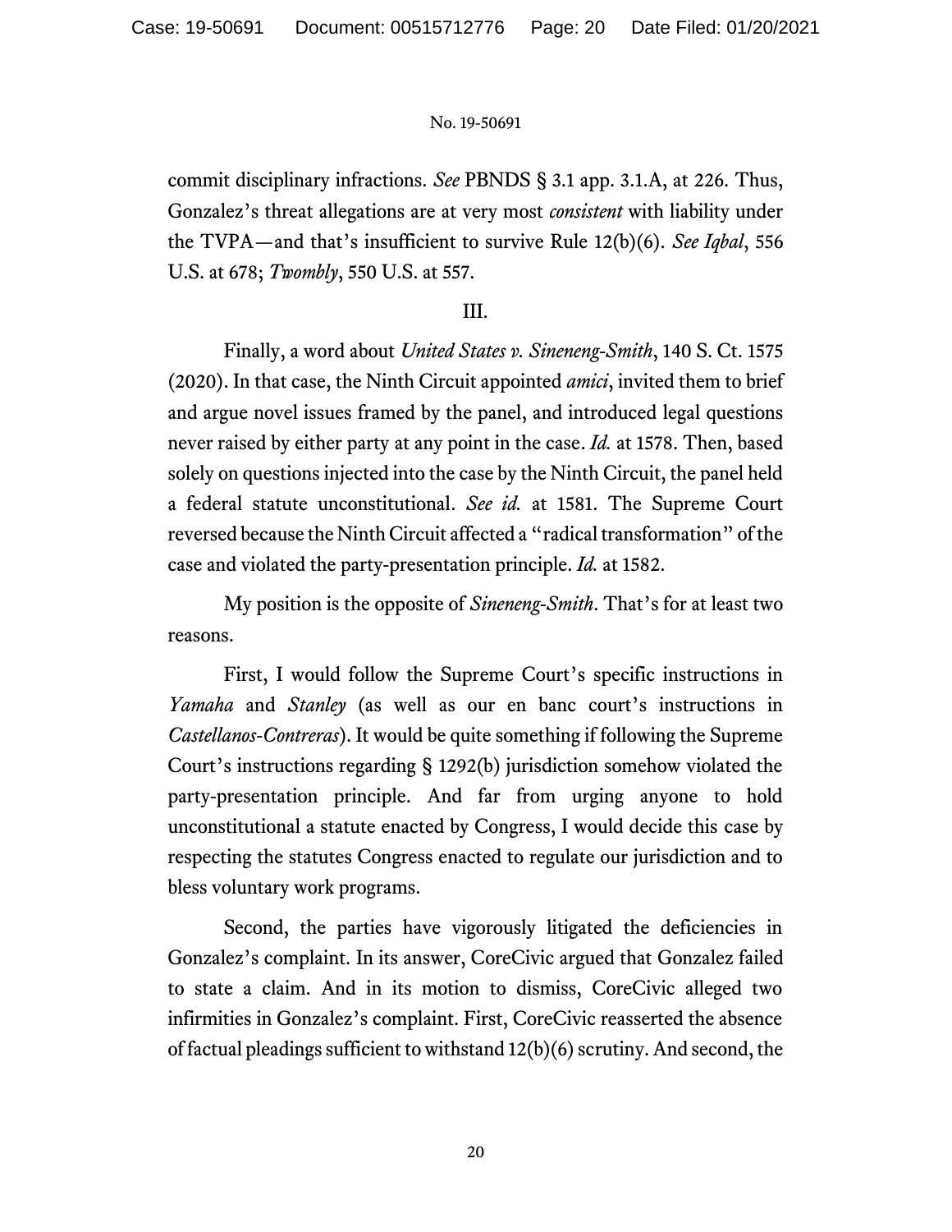commit disciplinary infractions. *See* PBNDS § 3.1 app. 3.1.A, at 226. Thus, Gonzalez's threat allegations are at very most *consistent* with liability under the TVPA—and that's insufficient to survive Rule 12(b)(6). *See Iqbal*, 556 U.S. at 678; *Twombly*, 550 U.S. at 557.

III.

Finally, a word about *United States v. Sineneng-Smith*, 140 S. Ct. 1575 (2020). In that case, the Ninth Circuit appointed *amici*, invited them to brief and argue novel issues framed by the panel, and introduced legal questions never raised by either party at any point in the case. *Id.* at 1578. Then, based solely on questions injected into the case by the Ninth Circuit, the panel held a federal statute unconstitutional. *See id.* at 1581. The Supreme Court reversed because the Ninth Circuit affected a "radical transformation" of the case and violated the party-presentation principle. *Id.* at 1582.

My position is the opposite of *Sineneng-Smith*. That's for at least two reasons.

First, I would follow the Supreme Court's specific instructions in *Yamaha* and *Stanley* (as well as our en banc court's instructions in *Castellanos-Contreras*). It would be quite something if following the Supreme Court's instructions regarding § 1292(b) jurisdiction somehow violated the party-presentation principle. And far from urging anyone to hold unconstitutional a statute enacted by Congress, I would decide this case by respecting the statutes Congress enacted to regulate our jurisdiction and to bless voluntary work programs.

Second, the parties have vigorously litigated the deficiencies in Gonzalez's complaint. In its answer, CoreCivic argued that Gonzalez failed to state a claim. And in its motion to dismiss, CoreCivic alleged two infirmities in Gonzalez's complaint. First, CoreCivic reasserted the absence of factual pleadings sufficient to withstand 12(b)(6) scrutiny. And second, the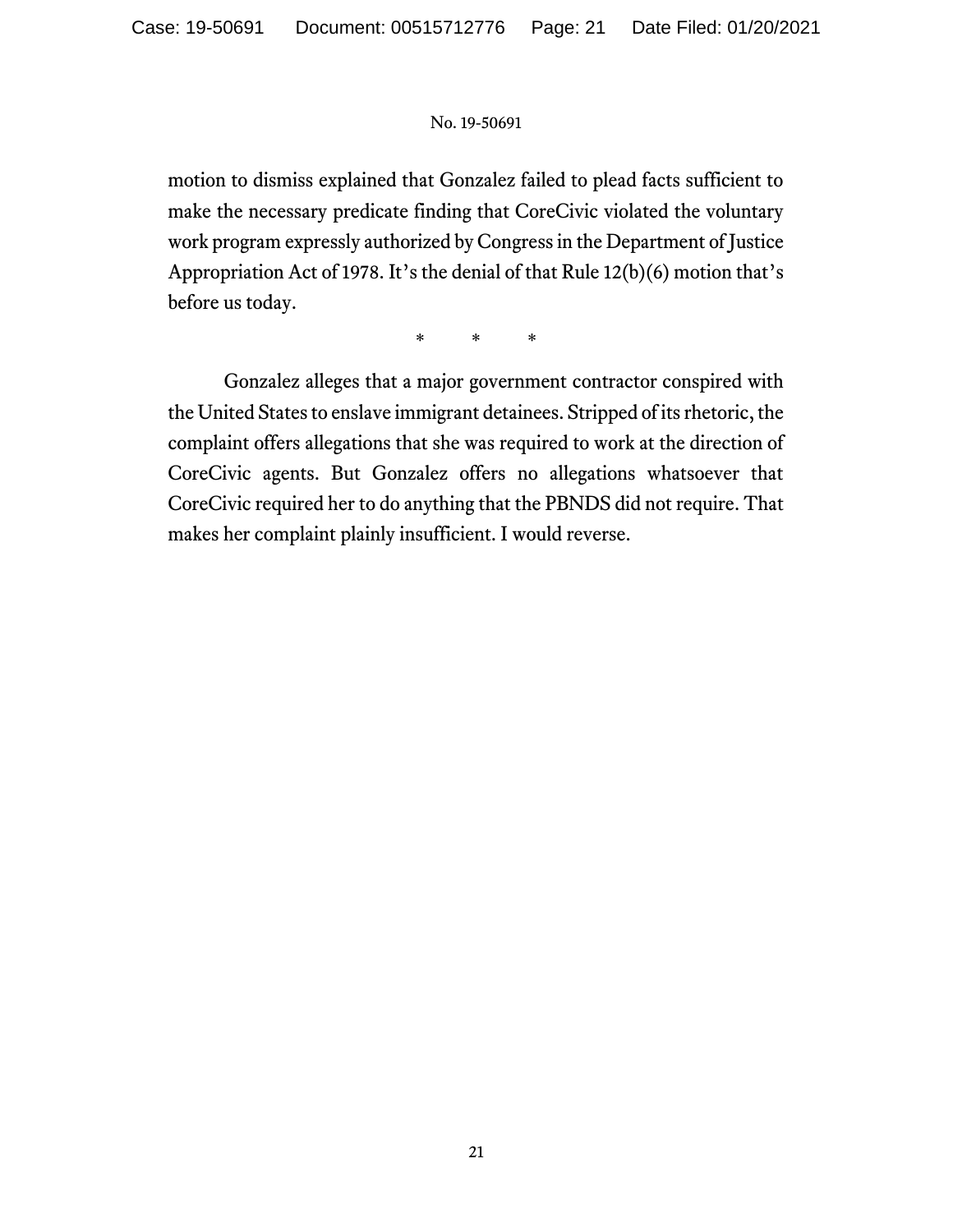motion to dismiss explained that Gonzalez failed to plead facts sufficient to make the necessary predicate finding that CoreCivic violated the voluntary work program expressly authorized by Congress in the Department of Justice Appropriation Act of 1978. It's the denial of that Rule 12(b)(6) motion that's before us today.

\* \* \*

Gonzalez alleges that a major government contractor conspired with the United States to enslave immigrant detainees. Stripped of its rhetoric, the complaint offers allegations that she was required to work at the direction of CoreCivic agents. But Gonzalez offers no allegations whatsoever that CoreCivic required her to do anything that the PBNDS did not require. That makes her complaint plainly insufficient. I would reverse.